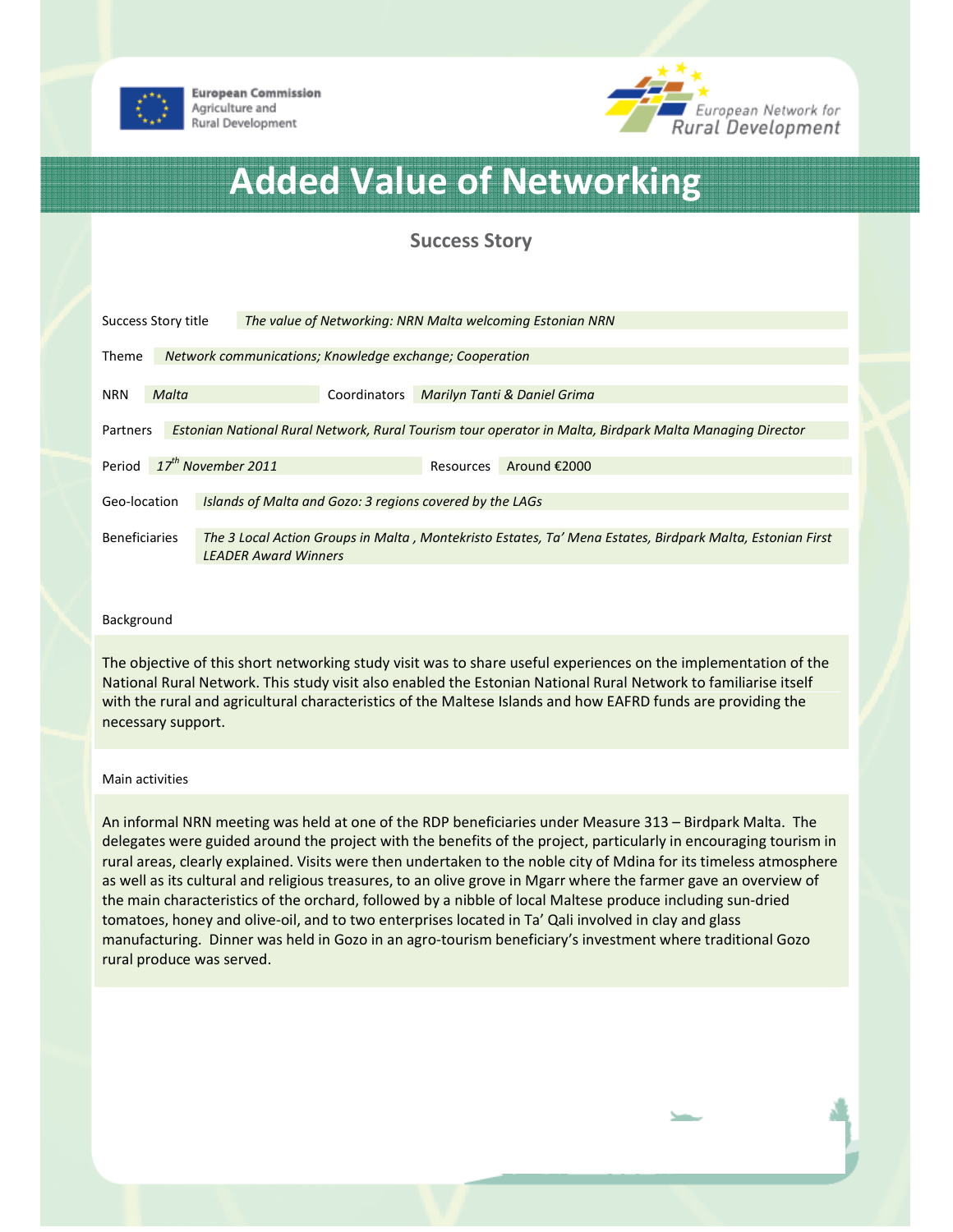European Commission
Agriculture and
Rural Development

European Network for
Rural Development

# Added Value of Networking

## Success Story

| | |
|---|---|
| Success Story title | *The value of Networking: NRN Malta welcoming Estonian NRN* |
| Theme | *Network communications; Knowledge exchange; Cooperation* |
| NRN | *Malta* |
| Coordinators | *Marilyn Tanti & Daniel Grima* |
| Partners | *Estonian National Rural Network, Rural Tourism tour operator in Malta, Birdpark Malta Managing Director* |
| Period | *17th November 2011* |
| Resources | Around €2000 |
| Geo-location | *Islands of Malta and Gozo: 3 regions covered by the LAGs* |
| Beneficiaries | *The 3 Local Action Groups in Malta , Montekristo Estates, Ta' Mena Estates, Birdpark Malta, Estonian First LEADER Award Winners* |

### Background

The objective of this short networking study visit was to share useful experiences on the implementation of the National Rural Network. This study visit also enabled the Estonian National Rural Network to familiarise itself with the rural and agricultural characteristics of the Maltese Islands and how EAFRD funds are providing the necessary support.

### Main activities

An informal NRN meeting was held at one of the RDP beneficiaries under Measure 313 – Birdpark Malta. The delegates were guided around the project with the benefits of the project, particularly in encouraging tourism in rural areas, clearly explained. Visits were then undertaken to the noble city of Mdina for its timeless atmosphere as well as its cultural and religious treasures, to an olive grove in Mgarr where the farmer gave an overview of the main characteristics of the orchard, followed by a nibble of local Maltese produce including sun-dried tomatoes, honey and olive-oil, and to two enterprises located in Ta' Qali involved in clay and glass manufacturing. Dinner was held in Gozo in an agro-tourism beneficiary's investment where traditional Gozo rural produce was served.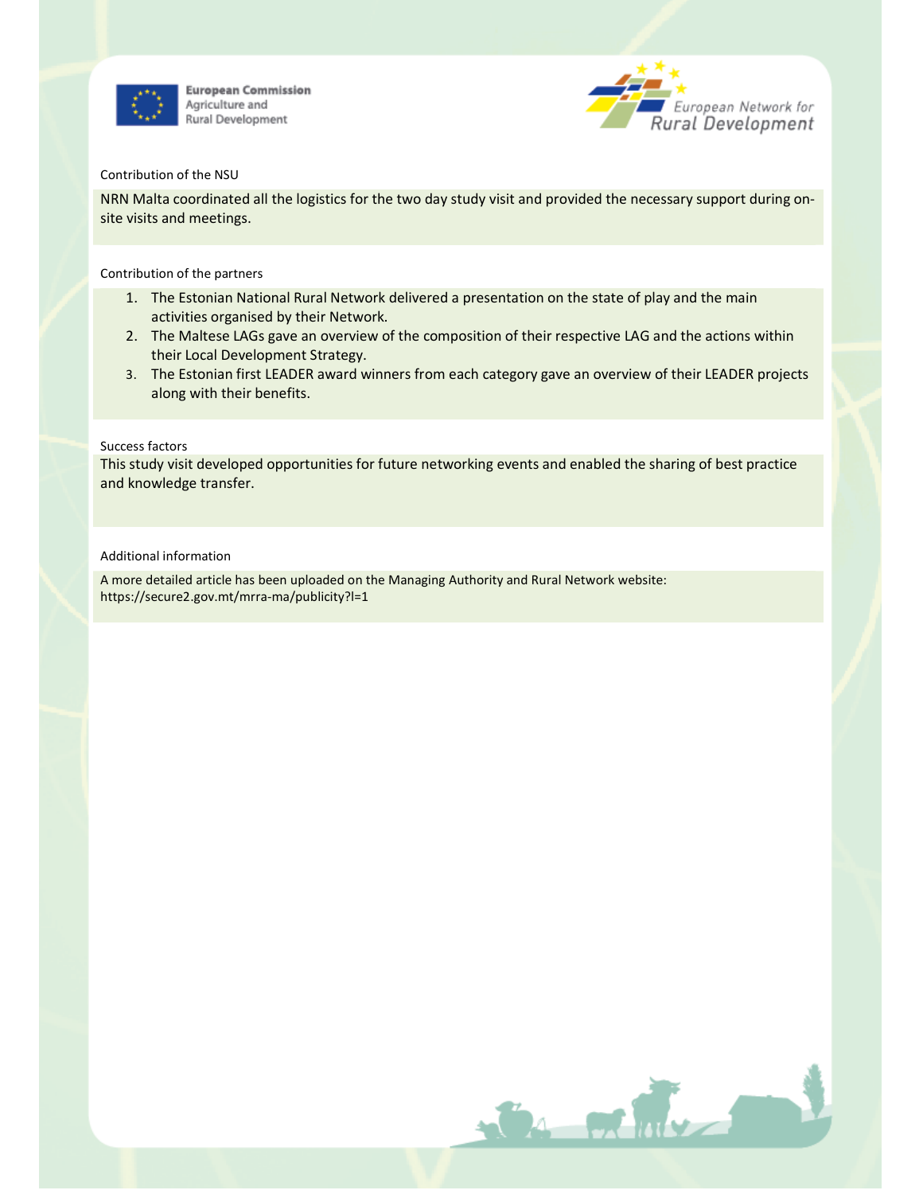Contribution of the NSU

NRN Malta coordinated all the logistics for the two day study visit and provided the necessary support during on-site visits and meetings.

Contribution of the partners

1. The Estonian National Rural Network delivered a presentation on the state of play and the main activities organised by their Network.
2. The Maltese LAGs gave an overview of the composition of their respective LAG and the actions within their Local Development Strategy.
3. The Estonian first LEADER award winners from each category gave an overview of their LEADER projects along with their benefits.

Success factors

This study visit developed opportunities for future networking events and enabled the sharing of best practice and knowledge transfer.

Additional information

A more detailed article has been uploaded on the Managing Authority and Rural Network website: https://secure2.gov.mt/mrra-ma/publicity?l=1